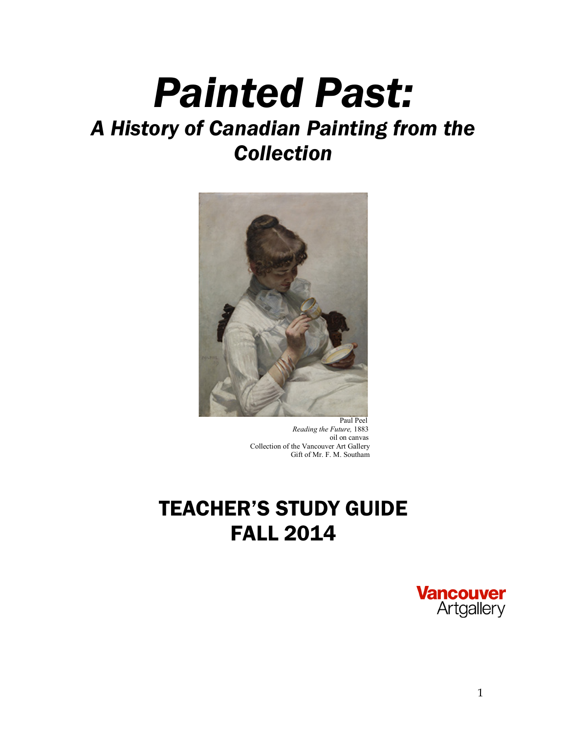# *Painted Past:*

## *A History of Canadian Painting from the Collection*

Paul Peel
*Reading the Future,* 1883
oil on canvas
Collection of the Vancouver Art Gallery
Gift of Mr. F. M. Southam

# TEACHER'S STUDY GUIDE
# FALL 2014

Vancouver Artgallery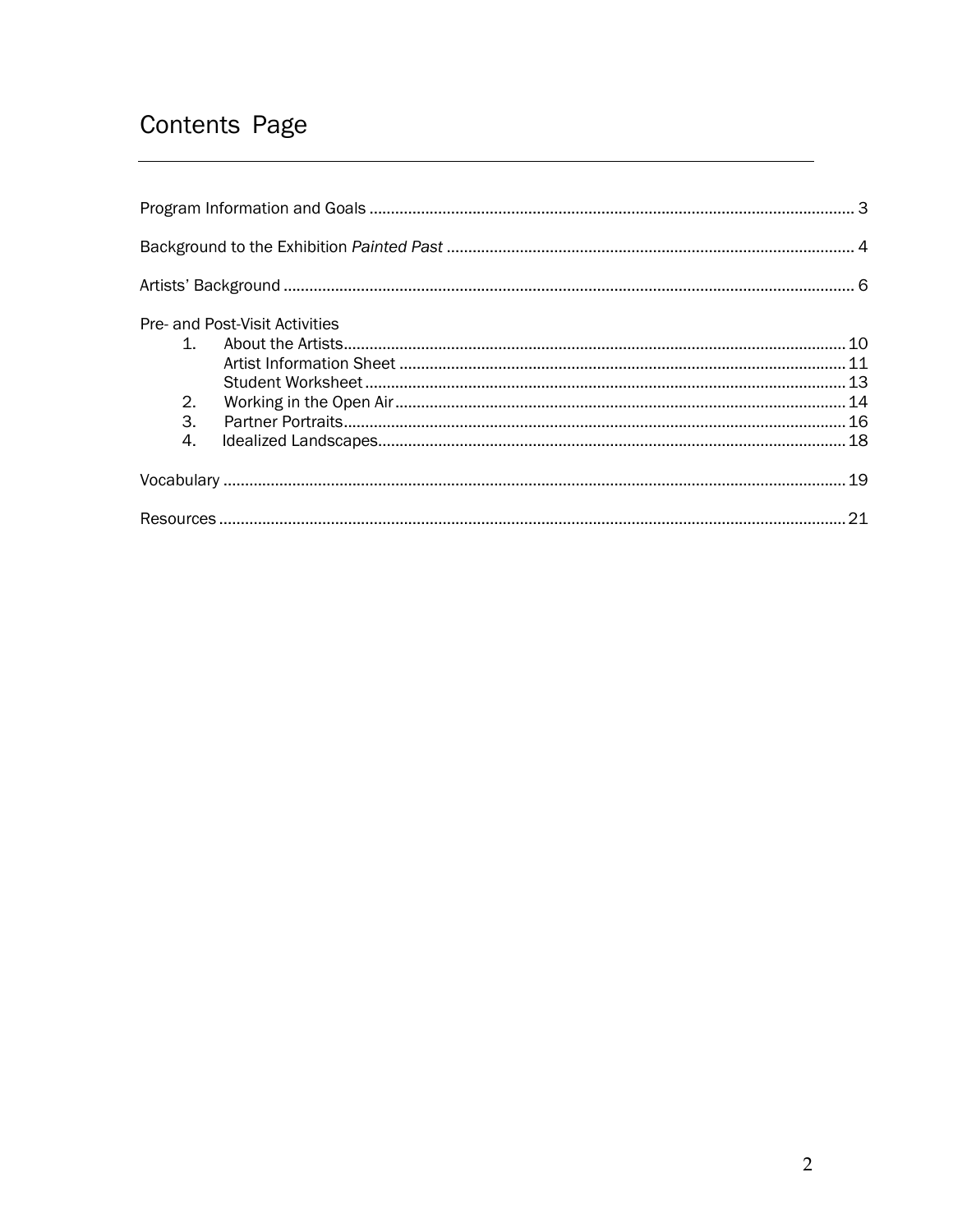# Contents Page

Program Information and Goals ... 3

Background to the Exhibition *Painted Past* ... 4

Artists' Background ... 6

Pre- and Post-Visit Activities

1. About the Artists ... 10
   - Artist Information Sheet ... 11
   - Student Worksheet ... 13
2. Working in the Open Air ... 14
3. Partner Portraits ... 16
4. Idealized Landscapes ... 18

Vocabulary ... 19

Resources ... 21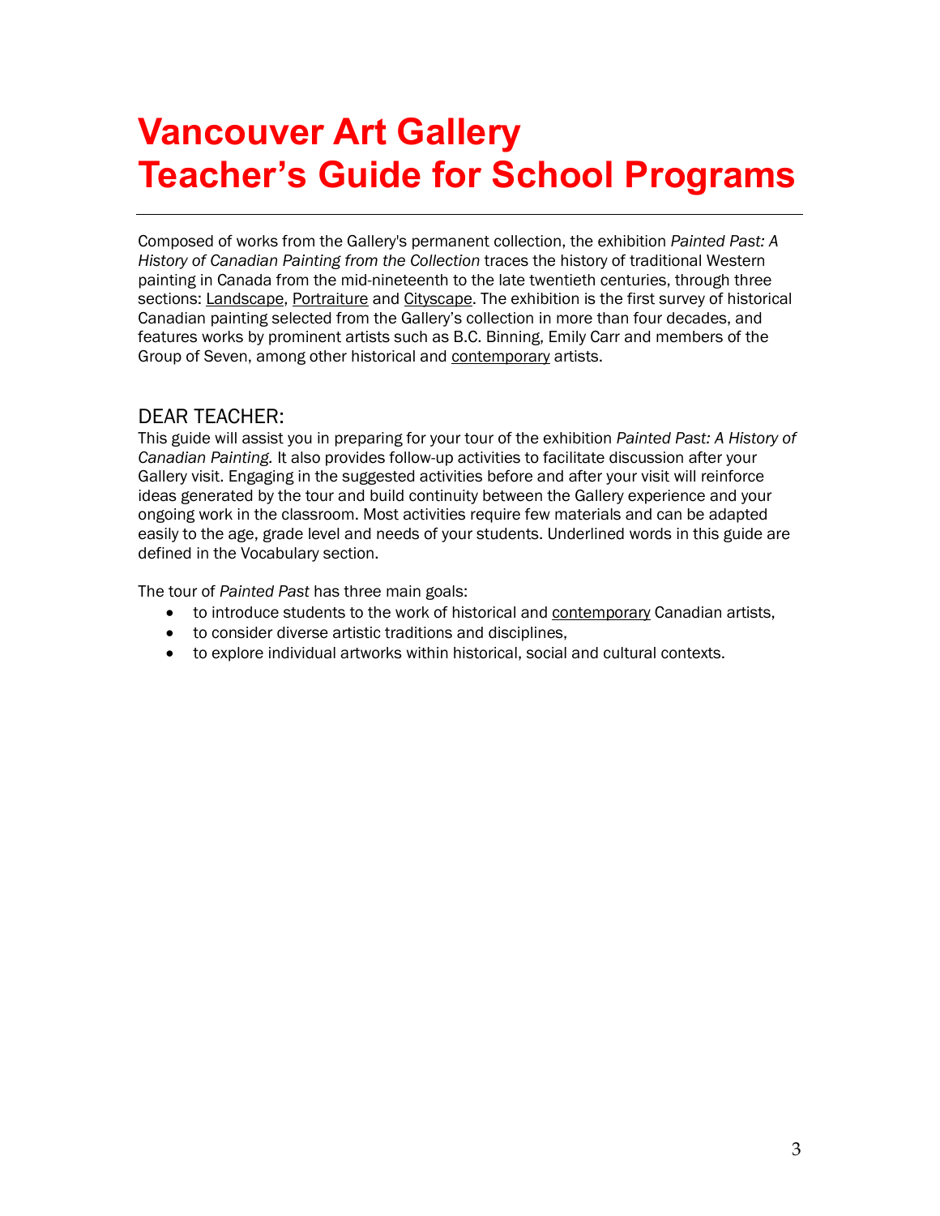# Vancouver Art Gallery
# Teacher's Guide for School Programs

---

Composed of works from the Gallery's permanent collection, the exhibition *Painted Past: A History of Canadian Painting from the Collection* traces the history of traditional Western painting in Canada from the mid-nineteenth to the late twentieth centuries, through three sections: Landscape, Portraiture and Cityscape. The exhibition is the first survey of historical Canadian painting selected from the Gallery's collection in more than four decades, and features works by prominent artists such as B.C. Binning, Emily Carr and members of the Group of Seven, among other historical and contemporary artists.

## DEAR TEACHER:

This guide will assist you in preparing for your tour of the exhibition *Painted Past: A History of Canadian Painting.* It also provides follow-up activities to facilitate discussion after your Gallery visit. Engaging in the suggested activities before and after your visit will reinforce ideas generated by the tour and build continuity between the Gallery experience and your ongoing work in the classroom. Most activities require few materials and can be adapted easily to the age, grade level and needs of your students. Underlined words in this guide are defined in the Vocabulary section.

The tour of *Painted Past* has three main goals:

- to introduce students to the work of historical and contemporary Canadian artists,
- to consider diverse artistic traditions and disciplines,
- to explore individual artworks within historical, social and cultural contexts.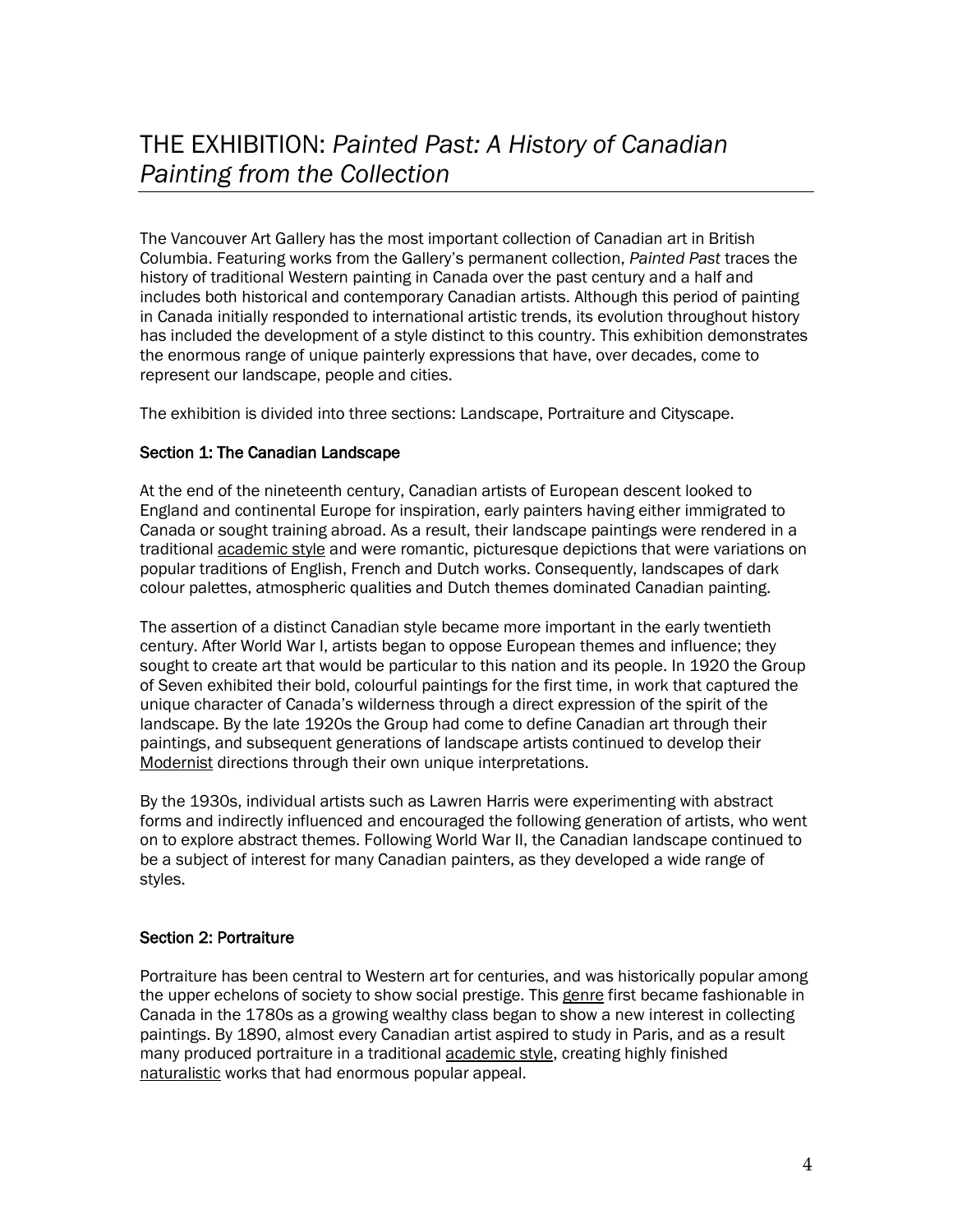# THE EXHIBITION: *Painted Past: A History of Canadian Painting from the Collection*

The Vancouver Art Gallery has the most important collection of Canadian art in British Columbia. Featuring works from the Gallery's permanent collection, *Painted Past* traces the history of traditional Western painting in Canada over the past century and a half and includes both historical and contemporary Canadian artists. Although this period of painting in Canada initially responded to international artistic trends, its evolution throughout history has included the development of a style distinct to this country. This exhibition demonstrates the enormous range of unique painterly expressions that have, over decades, come to represent our landscape, people and cities.

The exhibition is divided into three sections: Landscape, Portraiture and Cityscape.

## Section 1: The Canadian Landscape

At the end of the nineteenth century, Canadian artists of European descent looked to England and continental Europe for inspiration, early painters having either immigrated to Canada or sought training abroad. As a result, their landscape paintings were rendered in a traditional academic style and were romantic, picturesque depictions that were variations on popular traditions of English, French and Dutch works. Consequently, landscapes of dark colour palettes, atmospheric qualities and Dutch themes dominated Canadian painting.

The assertion of a distinct Canadian style became more important in the early twentieth century. After World War I, artists began to oppose European themes and influence; they sought to create art that would be particular to this nation and its people. In 1920 the Group of Seven exhibited their bold, colourful paintings for the first time, in work that captured the unique character of Canada's wilderness through a direct expression of the spirit of the landscape. By the late 1920s the Group had come to define Canadian art through their paintings, and subsequent generations of landscape artists continued to develop their Modernist directions through their own unique interpretations.

By the 1930s, individual artists such as Lawren Harris were experimenting with abstract forms and indirectly influenced and encouraged the following generation of artists, who went on to explore abstract themes. Following World War II, the Canadian landscape continued to be a subject of interest for many Canadian painters, as they developed a wide range of styles.

## Section 2: Portraiture

Portraiture has been central to Western art for centuries, and was historically popular among the upper echelons of society to show social prestige. This genre first became fashionable in Canada in the 1780s as a growing wealthy class began to show a new interest in collecting paintings. By 1890, almost every Canadian artist aspired to study in Paris, and as a result many produced portraiture in a traditional academic style, creating highly finished naturalistic works that had enormous popular appeal.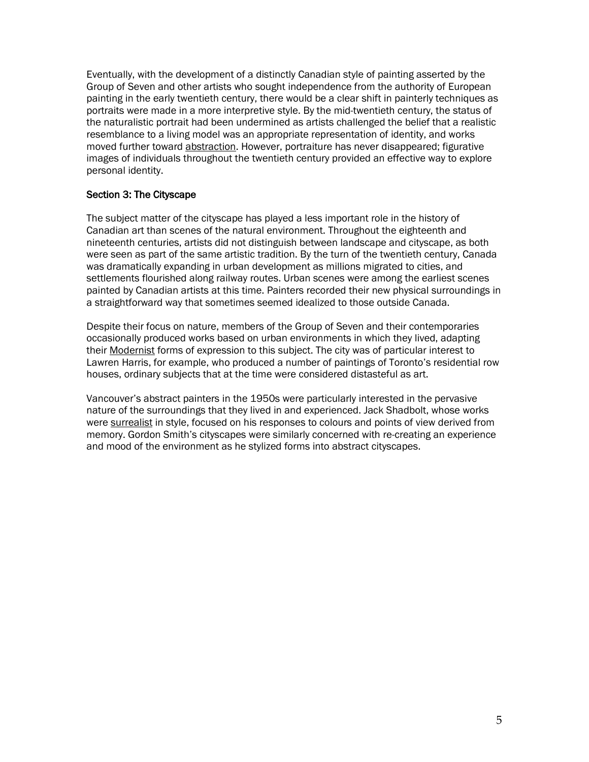Eventually, with the development of a distinctly Canadian style of painting asserted by the Group of Seven and other artists who sought independence from the authority of European painting in the early twentieth century, there would be a clear shift in painterly techniques as portraits were made in a more interpretive style. By the mid-twentieth century, the status of the naturalistic portrait had been undermined as artists challenged the belief that a realistic resemblance to a living model was an appropriate representation of identity, and works moved further toward abstraction. However, portraiture has never disappeared; figurative images of individuals throughout the twentieth century provided an effective way to explore personal identity.

### Section 3: The Cityscape

The subject matter of the cityscape has played a less important role in the history of Canadian art than scenes of the natural environment. Throughout the eighteenth and nineteenth centuries, artists did not distinguish between landscape and cityscape, as both were seen as part of the same artistic tradition. By the turn of the twentieth century, Canada was dramatically expanding in urban development as millions migrated to cities, and settlements flourished along railway routes. Urban scenes were among the earliest scenes painted by Canadian artists at this time. Painters recorded their new physical surroundings in a straightforward way that sometimes seemed idealized to those outside Canada.

Despite their focus on nature, members of the Group of Seven and their contemporaries occasionally produced works based on urban environments in which they lived, adapting their Modernist forms of expression to this subject. The city was of particular interest to Lawren Harris, for example, who produced a number of paintings of Toronto's residential row houses, ordinary subjects that at the time were considered distasteful as art.

Vancouver's abstract painters in the 1950s were particularly interested in the pervasive nature of the surroundings that they lived in and experienced. Jack Shadbolt, whose works were surrealist in style, focused on his responses to colours and points of view derived from memory. Gordon Smith's cityscapes were similarly concerned with re-creating an experience and mood of the environment as he stylized forms into abstract cityscapes.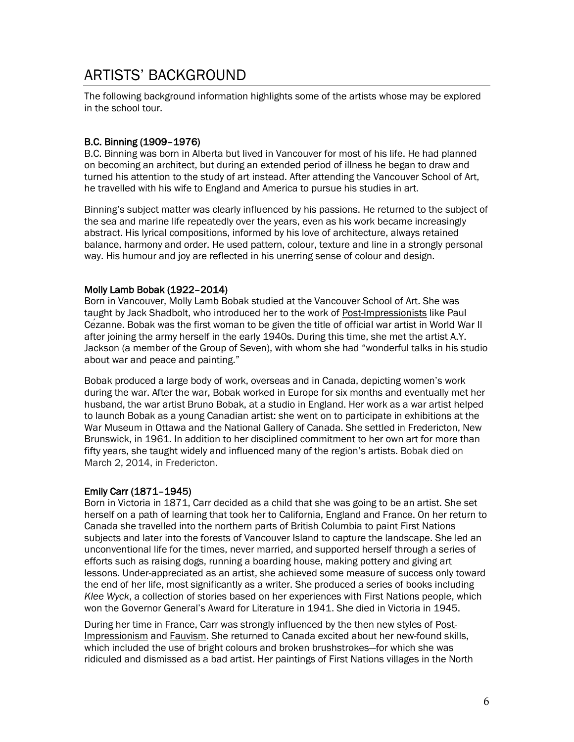# ARTISTS' BACKGROUND

The following background information highlights some of the artists whose may be explored in the school tour.

### B.C. Binning (1909–1976)

B.C. Binning was born in Alberta but lived in Vancouver for most of his life. He had planned on becoming an architect, but during an extended period of illness he began to draw and turned his attention to the study of art instead. After attending the Vancouver School of Art, he travelled with his wife to England and America to pursue his studies in art.

Binning's subject matter was clearly influenced by his passions. He returned to the subject of the sea and marine life repeatedly over the years, even as his work became increasingly abstract. His lyrical compositions, informed by his love of architecture, always retained balance, harmony and order. He used pattern, colour, texture and line in a strongly personal way. His humour and joy are reflected in his unerring sense of colour and design.

### Molly Lamb Bobak (1922–2014)

Born in Vancouver, Molly Lamb Bobak studied at the Vancouver School of Art. She was taught by Jack Shadbolt, who introduced her to the work of Post-Impressionists like Paul Cézanne. Bobak was the first woman to be given the title of official war artist in World War II after joining the army herself in the early 1940s. During this time, she met the artist A.Y. Jackson (a member of the Group of Seven), with whom she had "wonderful talks in his studio about war and peace and painting."

Bobak produced a large body of work, overseas and in Canada, depicting women's work during the war. After the war, Bobak worked in Europe for six months and eventually met her husband, the war artist Bruno Bobak, at a studio in England. Her work as a war artist helped to launch Bobak as a young Canadian artist: she went on to participate in exhibitions at the War Museum in Ottawa and the National Gallery of Canada. She settled in Fredericton, New Brunswick, in 1961. In addition to her disciplined commitment to her own art for more than fifty years, she taught widely and influenced many of the region's artists. Bobak died on March 2, 2014, in Fredericton.

### Emily Carr (1871–1945)

Born in Victoria in 1871, Carr decided as a child that she was going to be an artist. She set herself on a path of learning that took her to California, England and France. On her return to Canada she travelled into the northern parts of British Columbia to paint First Nations subjects and later into the forests of Vancouver Island to capture the landscape. She led an unconventional life for the times, never married, and supported herself through a series of efforts such as raising dogs, running a boarding house, making pottery and giving art lessons. Under-appreciated as an artist, she achieved some measure of success only toward the end of her life, most significantly as a writer. She produced a series of books including *Klee Wyck*, a collection of stories based on her experiences with First Nations people, which won the Governor General's Award for Literature in 1941. She died in Victoria in 1945.

During her time in France, Carr was strongly influenced by the then new styles of Post-Impressionism and Fauvism. She returned to Canada excited about her new-found skills, which included the use of bright colours and broken brushstrokes—for which she was ridiculed and dismissed as a bad artist. Her paintings of First Nations villages in the North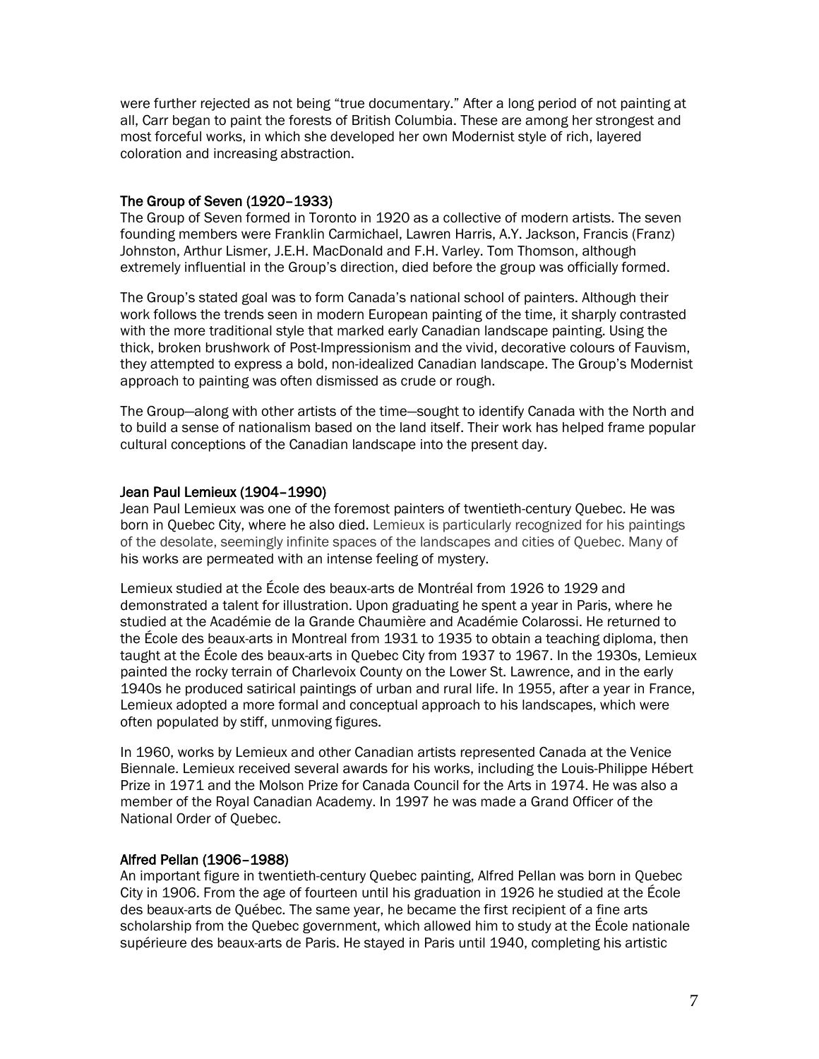were further rejected as not being "true documentary." After a long period of not painting at all, Carr began to paint the forests of British Columbia. These are among her strongest and most forceful works, in which she developed her own Modernist style of rich, layered coloration and increasing abstraction.

### The Group of Seven (1920–1933)

The Group of Seven formed in Toronto in 1920 as a collective of modern artists. The seven founding members were Franklin Carmichael, Lawren Harris, A.Y. Jackson, Francis (Franz) Johnston, Arthur Lismer, J.E.H. MacDonald and F.H. Varley. Tom Thomson, although extremely influential in the Group's direction, died before the group was officially formed.

The Group's stated goal was to form Canada's national school of painters. Although their work follows the trends seen in modern European painting of the time, it sharply contrasted with the more traditional style that marked early Canadian landscape painting. Using the thick, broken brushwork of Post-Impressionism and the vivid, decorative colours of Fauvism, they attempted to express a bold, non-idealized Canadian landscape. The Group's Modernist approach to painting was often dismissed as crude or rough.

The Group—along with other artists of the time—sought to identify Canada with the North and to build a sense of nationalism based on the land itself. Their work has helped frame popular cultural conceptions of the Canadian landscape into the present day.

### Jean Paul Lemieux (1904–1990)

Jean Paul Lemieux was one of the foremost painters of twentieth-century Quebec. He was born in Quebec City, where he also died. Lemieux is particularly recognized for his paintings of the desolate, seemingly infinite spaces of the landscapes and cities of Quebec. Many of his works are permeated with an intense feeling of mystery.

Lemieux studied at the École des beaux-arts de Montréal from 1926 to 1929 and demonstrated a talent for illustration. Upon graduating he spent a year in Paris, where he studied at the Académie de la Grande Chaumière and Académie Colarossi. He returned to the École des beaux-arts in Montreal from 1931 to 1935 to obtain a teaching diploma, then taught at the École des beaux-arts in Quebec City from 1937 to 1967. In the 1930s, Lemieux painted the rocky terrain of Charlevoix County on the Lower St. Lawrence, and in the early 1940s he produced satirical paintings of urban and rural life. In 1955, after a year in France, Lemieux adopted a more formal and conceptual approach to his landscapes, which were often populated by stiff, unmoving figures.

In 1960, works by Lemieux and other Canadian artists represented Canada at the Venice Biennale. Lemieux received several awards for his works, including the Louis-Philippe Hébert Prize in 1971 and the Molson Prize for Canada Council for the Arts in 1974. He was also a member of the Royal Canadian Academy. In 1997 he was made a Grand Officer of the National Order of Quebec.

### Alfred Pellan (1906–1988)

An important figure in twentieth-century Quebec painting, Alfred Pellan was born in Quebec City in 1906. From the age of fourteen until his graduation in 1926 he studied at the École des beaux-arts de Québec. The same year, he became the first recipient of a fine arts scholarship from the Quebec government, which allowed him to study at the École nationale supérieure des beaux-arts de Paris. He stayed in Paris until 1940, completing his artistic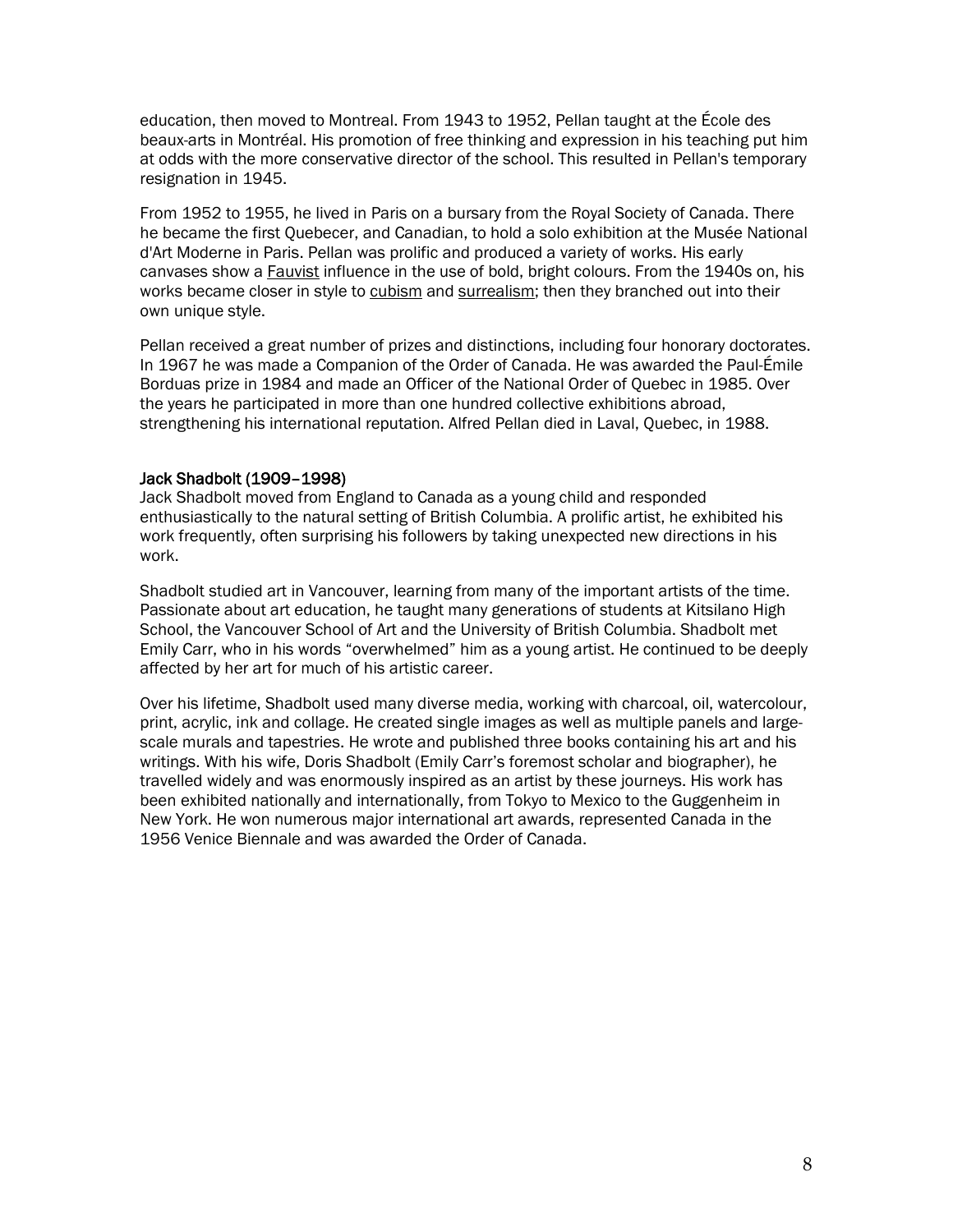education, then moved to Montreal. From 1943 to 1952, Pellan taught at the École des beaux-arts in Montréal. His promotion of free thinking and expression in his teaching put him at odds with the more conservative director of the school. This resulted in Pellan's temporary resignation in 1945.

From 1952 to 1955, he lived in Paris on a bursary from the Royal Society of Canada. There he became the first Quebecer, and Canadian, to hold a solo exhibition at the Musée National d'Art Moderne in Paris. Pellan was prolific and produced a variety of works. His early canvases show a Fauvist influence in the use of bold, bright colours. From the 1940s on, his works became closer in style to cubism and surrealism; then they branched out into their own unique style.

Pellan received a great number of prizes and distinctions, including four honorary doctorates. In 1967 he was made a Companion of the Order of Canada. He was awarded the Paul-Émile Borduas prize in 1984 and made an Officer of the National Order of Quebec in 1985. Over the years he participated in more than one hundred collective exhibitions abroad, strengthening his international reputation. Alfred Pellan died in Laval, Quebec, in 1988.

### Jack Shadbolt (1909–1998)

Jack Shadbolt moved from England to Canada as a young child and responded enthusiastically to the natural setting of British Columbia. A prolific artist, he exhibited his work frequently, often surprising his followers by taking unexpected new directions in his work.

Shadbolt studied art in Vancouver, learning from many of the important artists of the time. Passionate about art education, he taught many generations of students at Kitsilano High School, the Vancouver School of Art and the University of British Columbia. Shadbolt met Emily Carr, who in his words "overwhelmed" him as a young artist. He continued to be deeply affected by her art for much of his artistic career.

Over his lifetime, Shadbolt used many diverse media, working with charcoal, oil, watercolour, print, acrylic, ink and collage. He created single images as well as multiple panels and large-scale murals and tapestries. He wrote and published three books containing his art and his writings. With his wife, Doris Shadbolt (Emily Carr's foremost scholar and biographer), he travelled widely and was enormously inspired as an artist by these journeys. His work has been exhibited nationally and internationally, from Tokyo to Mexico to the Guggenheim in New York. He won numerous major international art awards, represented Canada in the 1956 Venice Biennale and was awarded the Order of Canada.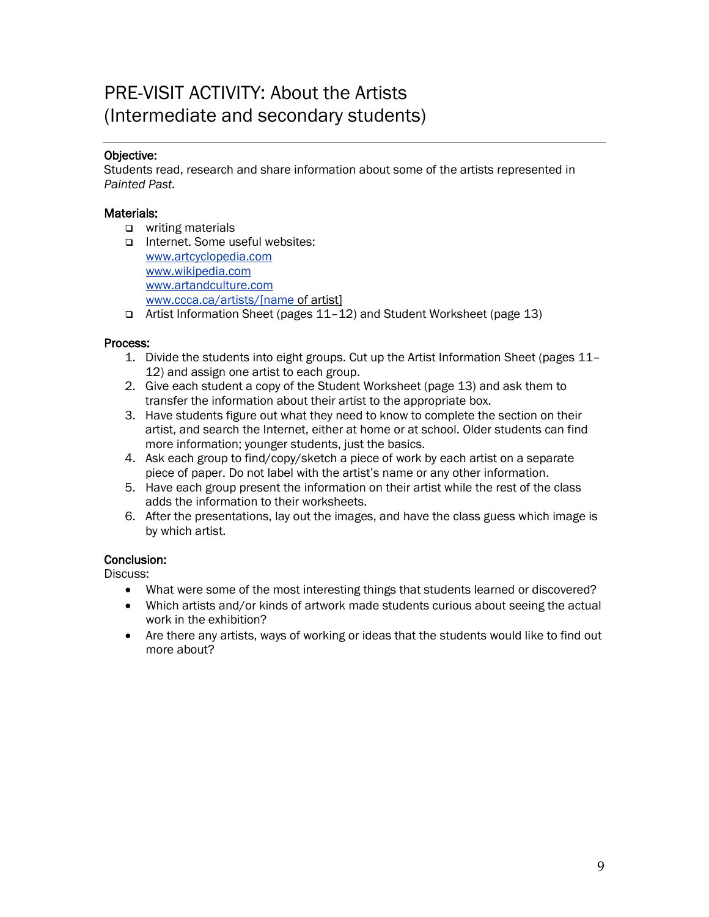# PRE-VISIT ACTIVITY: About the Artists (Intermediate and secondary students)

**Objective:**
Students read, research and share information about some of the artists represented in *Painted Past.*

**Materials:**

- writing materials
- Internet. Some useful websites:
  www.artcyclopedia.com
  www.wikipedia.com
  www.artandculture.com
  www.ccca.ca/artists/[name of artist]
- Artist Information Sheet (pages 11–12) and Student Worksheet (page 13)

**Process:**

1. Divide the students into eight groups. Cut up the Artist Information Sheet (pages 11–12) and assign one artist to each group.
2. Give each student a copy of the Student Worksheet (page 13) and ask them to transfer the information about their artist to the appropriate box.
3. Have students figure out what they need to know to complete the section on their artist, and search the Internet, either at home or at school. Older students can find more information; younger students, just the basics.
4. Ask each group to find/copy/sketch a piece of work by each artist on a separate piece of paper. Do not label with the artist's name or any other information.
5. Have each group present the information on their artist while the rest of the class adds the information to their worksheets.
6. After the presentations, lay out the images, and have the class guess which image is by which artist.

**Conclusion:**
Discuss:

- What were some of the most interesting things that students learned or discovered?
- Which artists and/or kinds of artwork made students curious about seeing the actual work in the exhibition?
- Are there any artists, ways of working or ideas that the students would like to find out more about?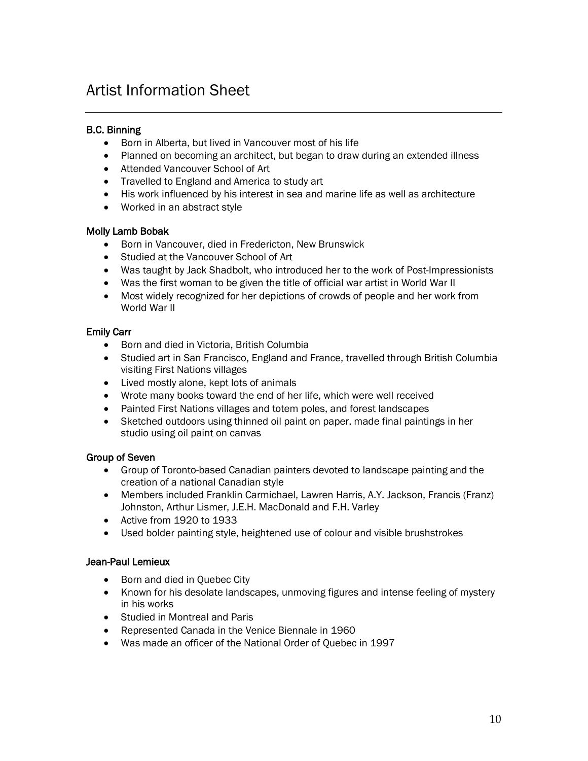# Artist Information Sheet

**B.C. Binning**

- Born in Alberta, but lived in Vancouver most of his life
- Planned on becoming an architect, but began to draw during an extended illness
- Attended Vancouver School of Art
- Travelled to England and America to study art
- His work influenced by his interest in sea and marine life as well as architecture
- Worked in an abstract style

**Molly Lamb Bobak**

- Born in Vancouver, died in Fredericton, New Brunswick
- Studied at the Vancouver School of Art
- Was taught by Jack Shadbolt, who introduced her to the work of Post-Impressionists
- Was the first woman to be given the title of official war artist in World War II
- Most widely recognized for her depictions of crowds of people and her work from World War II

**Emily Carr**

- Born and died in Victoria, British Columbia
- Studied art in San Francisco, England and France, travelled through British Columbia visiting First Nations villages
- Lived mostly alone, kept lots of animals
- Wrote many books toward the end of her life, which were well received
- Painted First Nations villages and totem poles, and forest landscapes
- Sketched outdoors using thinned oil paint on paper, made final paintings in her studio using oil paint on canvas

**Group of Seven**

- Group of Toronto-based Canadian painters devoted to landscape painting and the creation of a national Canadian style
- Members included Franklin Carmichael, Lawren Harris, A.Y. Jackson, Francis (Franz) Johnston, Arthur Lismer, J.E.H. MacDonald and F.H. Varley
- Active from 1920 to 1933
- Used bolder painting style, heightened use of colour and visible brushstrokes

**Jean-Paul Lemieux**

- Born and died in Quebec City
- Known for his desolate landscapes, unmoving figures and intense feeling of mystery in his works
- Studied in Montreal and Paris
- Represented Canada in the Venice Biennale in 1960
- Was made an officer of the National Order of Quebec in 1997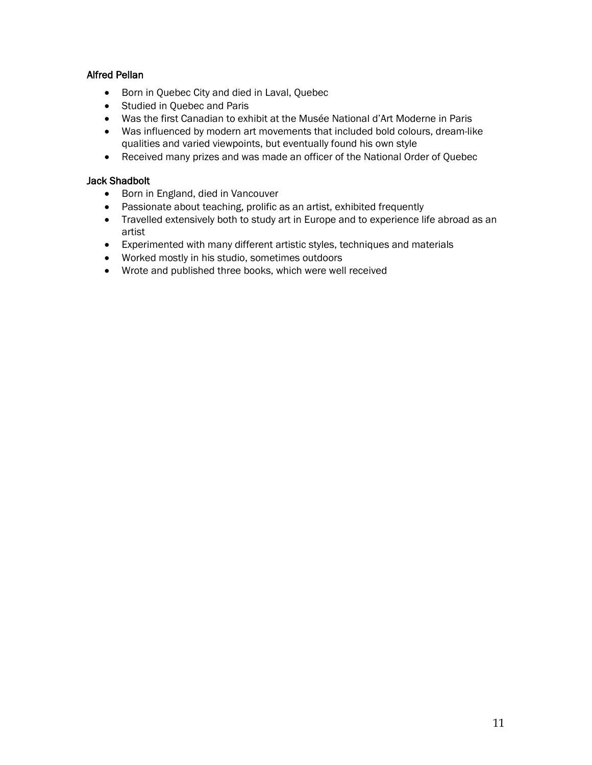### Alfred Pellan

- Born in Quebec City and died in Laval, Quebec
- Studied in Quebec and Paris
- Was the first Canadian to exhibit at the Musée National d'Art Moderne in Paris
- Was influenced by modern art movements that included bold colours, dream-like qualities and varied viewpoints, but eventually found his own style
- Received many prizes and was made an officer of the National Order of Quebec

### Jack Shadbolt

- Born in England, died in Vancouver
- Passionate about teaching, prolific as an artist, exhibited frequently
- Travelled extensively both to study art in Europe and to experience life abroad as an artist
- Experimented with many different artistic styles, techniques and materials
- Worked mostly in his studio, sometimes outdoors
- Wrote and published three books, which were well received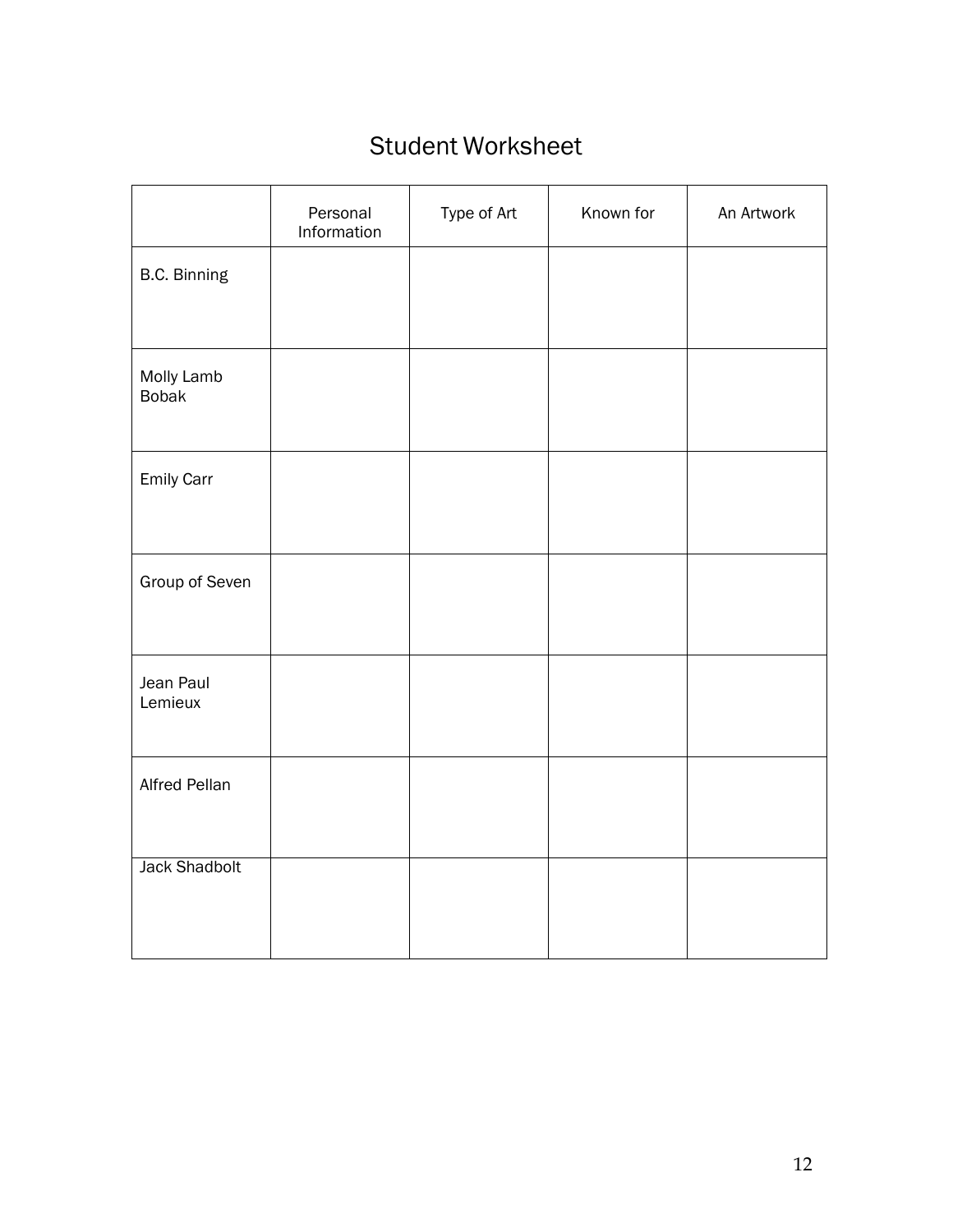# Student Worksheet

| | Personal Information | Type of Art | Known for | An Artwork |
|---|---|---|---|---|
| B.C. Binning | | | | |
| Molly Lamb Bobak | | | | |
| Emily Carr | | | | |
| Group of Seven | | | | |
| Jean Paul Lemieux | | | | |
| Alfred Pellan | | | | |
| Jack Shadbolt | | | | |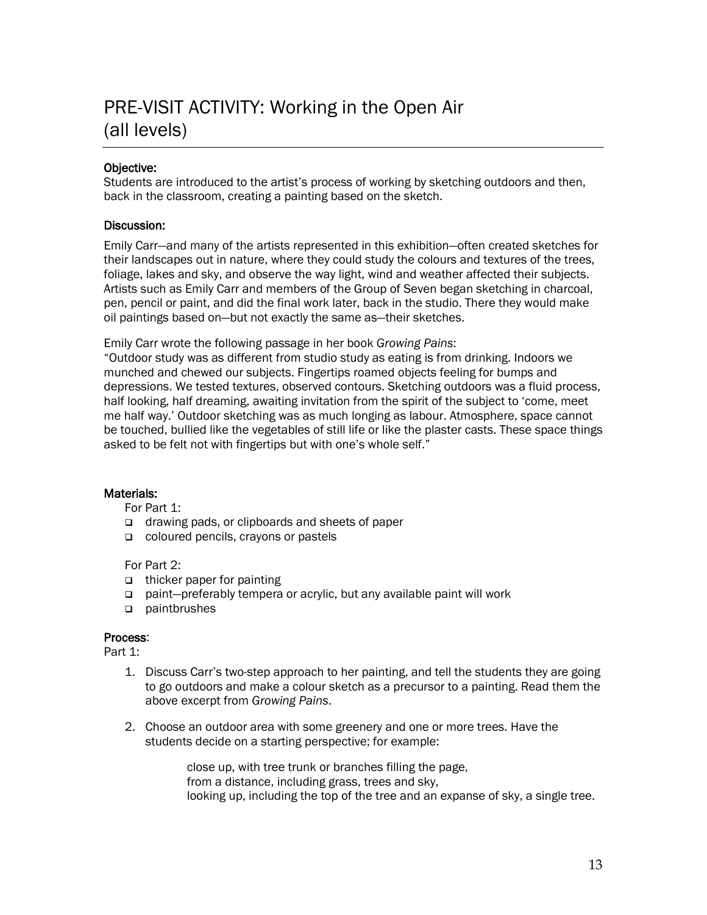# PRE-VISIT ACTIVITY: Working in the Open Air (all levels)

**Objective:**
Students are introduced to the artist's process of working by sketching outdoors and then, back in the classroom, creating a painting based on the sketch.

**Discussion:**

Emily Carr—and many of the artists represented in this exhibition—often created sketches for their landscapes out in nature, where they could study the colours and textures of the trees, foliage, lakes and sky, and observe the way light, wind and weather affected their subjects. Artists such as Emily Carr and members of the Group of Seven began sketching in charcoal, pen, pencil or paint, and did the final work later, back in the studio. There they would make oil paintings based on—but not exactly the same as—their sketches.

Emily Carr wrote the following passage in her book *Growing Pains*:
"Outdoor study was as different from studio study as eating is from drinking. Indoors we munched and chewed our subjects. Fingertips roamed objects feeling for bumps and depressions. We tested textures, observed contours. Sketching outdoors was a fluid process, half looking, half dreaming, awaiting invitation from the spirit of the subject to 'come, meet me half way.' Outdoor sketching was as much longing as labour. Atmosphere, space cannot be touched, bullied like the vegetables of still life or like the plaster casts. These space things asked to be felt not with fingertips but with one's whole self."

**Materials:**

For Part 1:

- drawing pads, or clipboards and sheets of paper
- coloured pencils, crayons or pastels

For Part 2:

- thicker paper for painting
- paint—preferably tempera or acrylic, but any available paint will work
- paintbrushes

**Process**:
Part 1:

1. Discuss Carr's two-step approach to her painting, and tell the students they are going to go outdoors and make a colour sketch as a precursor to a painting. Read them the above excerpt from *Growing Pains*.

2. Choose an outdoor area with some greenery and one or more trees. Have the students decide on a starting perspective; for example:

   close up, with tree trunk or branches filling the page,
   from a distance, including grass, trees and sky,
   looking up, including the top of the tree and an expanse of sky, a single tree.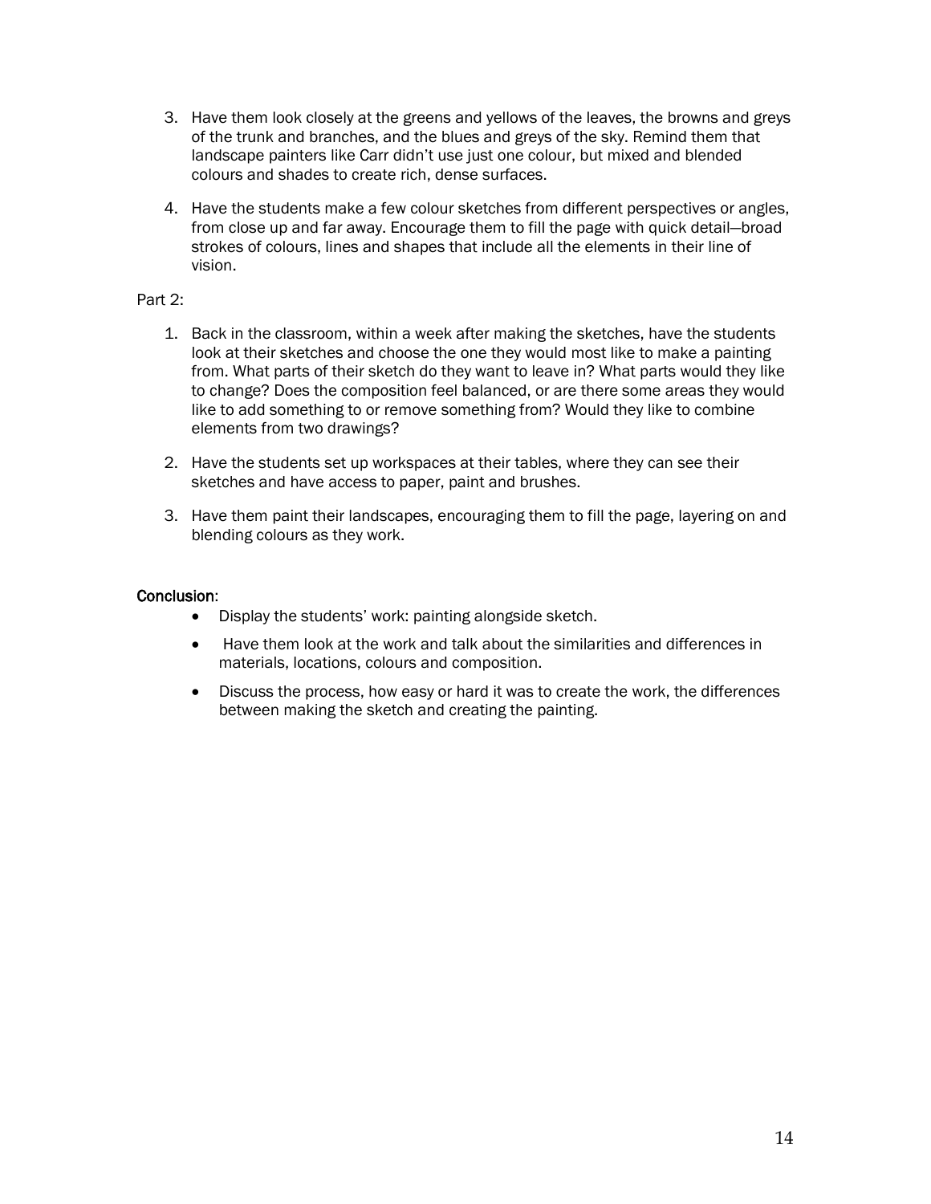3. Have them look closely at the greens and yellows of the leaves, the browns and greys of the trunk and branches, and the blues and greys of the sky. Remind them that landscape painters like Carr didn't use just one colour, but mixed and blended colours and shades to create rich, dense surfaces.

4. Have the students make a few colour sketches from different perspectives or angles, from close up and far away. Encourage them to fill the page with quick detail—broad strokes of colours, lines and shapes that include all the elements in their line of vision.

Part 2:

1. Back in the classroom, within a week after making the sketches, have the students look at their sketches and choose the one they would most like to make a painting from. What parts of their sketch do they want to leave in? What parts would they like to change? Does the composition feel balanced, or are there some areas they would like to add something to or remove something from? Would they like to combine elements from two drawings?

2. Have the students set up workspaces at their tables, where they can see their sketches and have access to paper, paint and brushes.

3. Have them paint their landscapes, encouraging them to fill the page, layering on and blending colours as they work.

**Conclusion:**

- Display the students' work: painting alongside sketch.
- Have them look at the work and talk about the similarities and differences in materials, locations, colours and composition.
- Discuss the process, how easy or hard it was to create the work, the differences between making the sketch and creating the painting.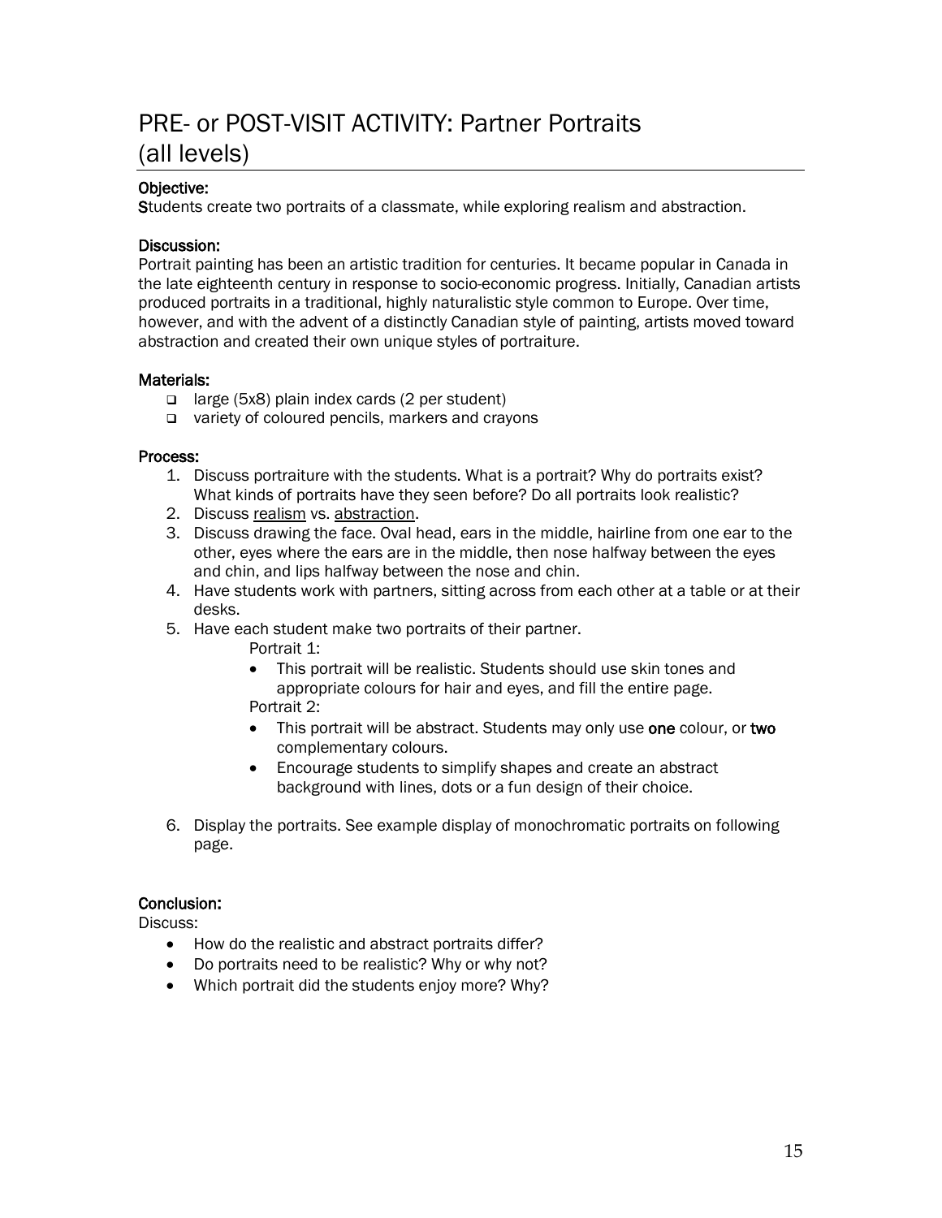# PRE- or POST-VISIT ACTIVITY: Partner Portraits (all levels)

**Objective:**

Students create two portraits of a classmate, while exploring realism and abstraction.

**Discussion:**

Portrait painting has been an artistic tradition for centuries. It became popular in Canada in the late eighteenth century in response to socio-economic progress. Initially, Canadian artists produced portraits in a traditional, highly naturalistic style common to Europe. Over time, however, and with the advent of a distinctly Canadian style of painting, artists moved toward abstraction and created their own unique styles of portraiture.

**Materials:**

- large (5x8) plain index cards (2 per student)
- variety of coloured pencils, markers and crayons

**Process:**

1. Discuss portraiture with the students. What is a portrait? Why do portraits exist? What kinds of portraits have they seen before? Do all portraits look realistic?
2. Discuss realism vs. abstraction.
3. Discuss drawing the face. Oval head, ears in the middle, hairline from one ear to the other, eyes where the ears are in the middle, then nose halfway between the eyes and chin, and lips halfway between the nose and chin.
4. Have students work with partners, sitting across from each other at a table or at their desks.
5. Have each student make two portraits of their partner.

   Portrait 1:
   - This portrait will be realistic. Students should use skin tones and appropriate colours for hair and eyes, and fill the entire page.

   Portrait 2:
   - This portrait will be abstract. Students may only use **one** colour, or **two** complementary colours.
   - Encourage students to simplify shapes and create an abstract background with lines, dots or a fun design of their choice.

6. Display the portraits. See example display of monochromatic portraits on following page.

**Conclusion:**

Discuss:

- How do the realistic and abstract portraits differ?
- Do portraits need to be realistic? Why or why not?
- Which portrait did the students enjoy more? Why?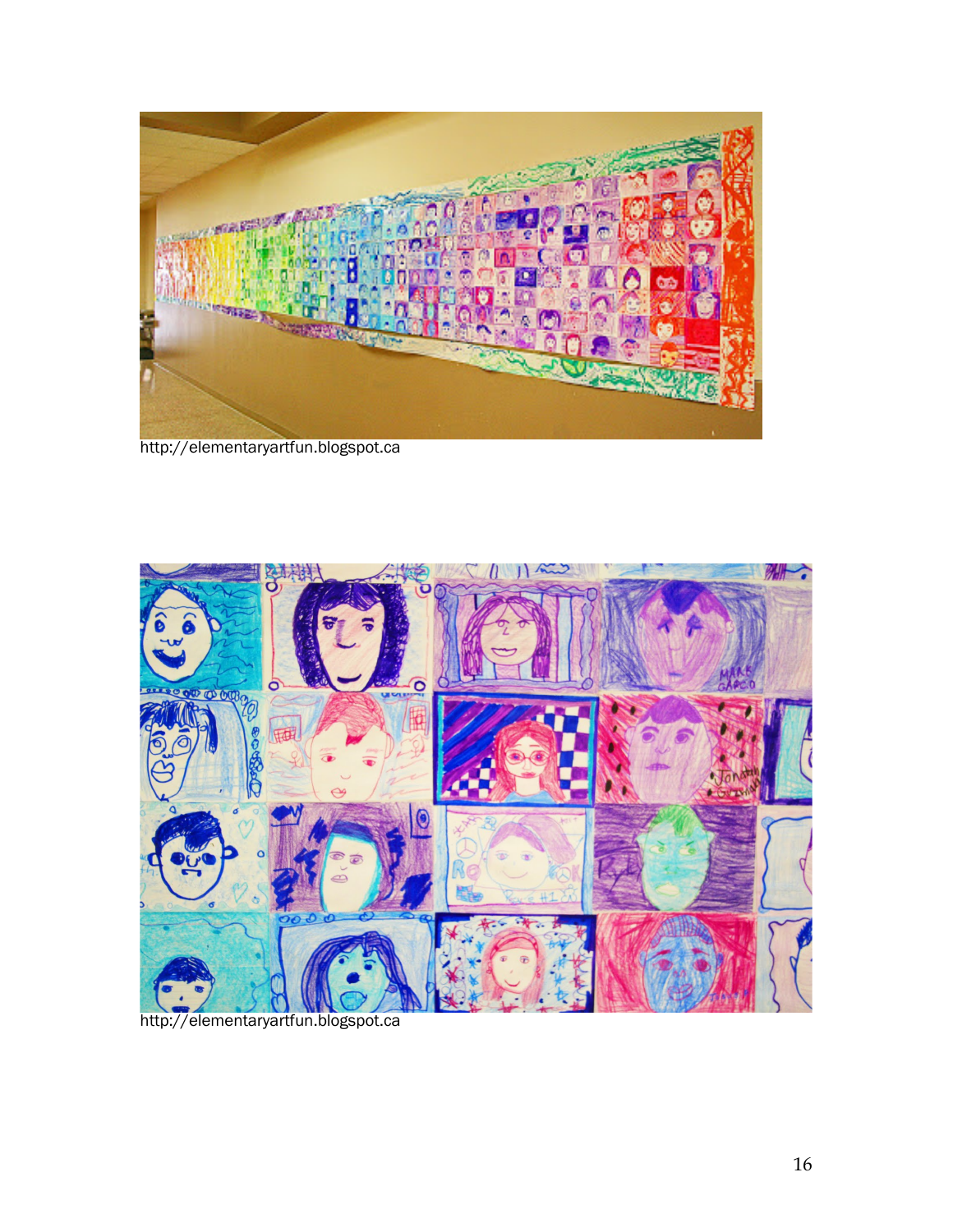http://elementaryartfun.blogspot.ca

http://elementaryartfun.blogspot.ca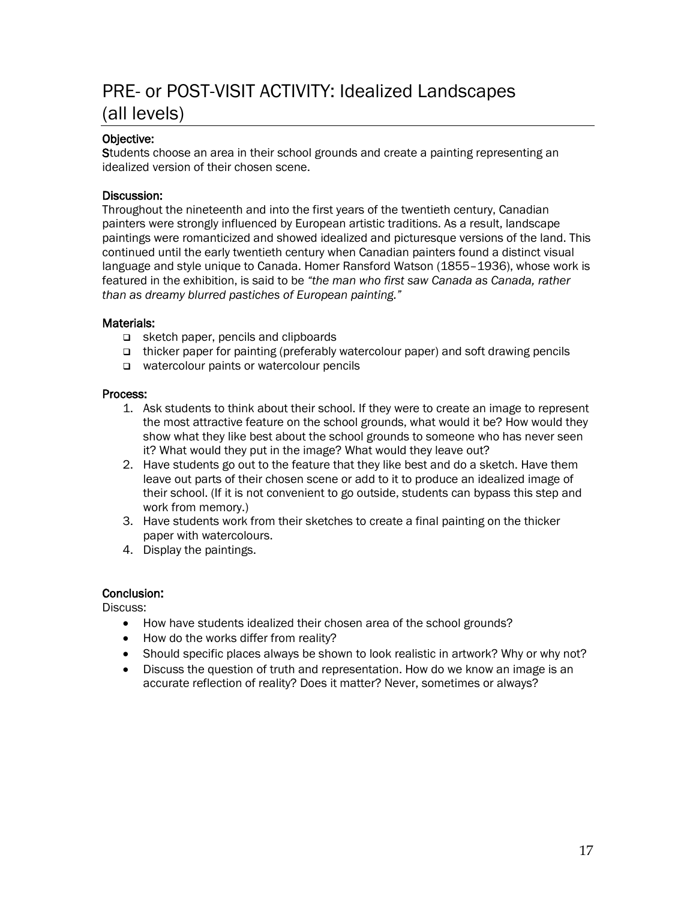# PRE- or POST-VISIT ACTIVITY: Idealized Landscapes (all levels)

**Objective:**

Students choose an area in their school grounds and create a painting representing an idealized version of their chosen scene.

**Discussion:**

Throughout the nineteenth and into the first years of the twentieth century, Canadian painters were strongly influenced by European artistic traditions. As a result, landscape paintings were romanticized and showed idealized and picturesque versions of the land. This continued until the early twentieth century when Canadian painters found a distinct visual language and style unique to Canada. Homer Ransford Watson (1855–1936), whose work is featured in the exhibition, is said to be *"the man who first saw Canada as Canada, rather than as dreamy blurred pastiches of European painting."*

**Materials:**

- sketch paper, pencils and clipboards
- thicker paper for painting (preferably watercolour paper) and soft drawing pencils
- watercolour paints or watercolour pencils

**Process:**

1. Ask students to think about their school. If they were to create an image to represent the most attractive feature on the school grounds, what would it be? How would they show what they like best about the school grounds to someone who has never seen it? What would they put in the image? What would they leave out?
2. Have students go out to the feature that they like best and do a sketch. Have them leave out parts of their chosen scene or add to it to produce an idealized image of their school. (If it is not convenient to go outside, students can bypass this step and work from memory.)
3. Have students work from their sketches to create a final painting on the thicker paper with watercolours.
4. Display the paintings.

**Conclusion:**

Discuss:

- How have students idealized their chosen area of the school grounds?
- How do the works differ from reality?
- Should specific places always be shown to look realistic in artwork? Why or why not?
- Discuss the question of truth and representation. How do we know an image is an accurate reflection of reality? Does it matter? Never, sometimes or always?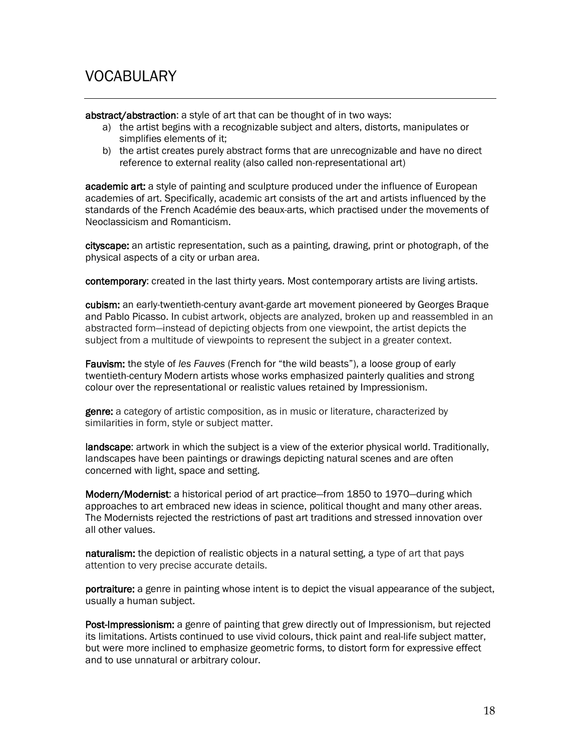# VOCABULARY

**abstract/abstraction**: a style of art that can be thought of in two ways:

a) the artist begins with a recognizable subject and alters, distorts, manipulates or simplifies elements of it;
b) the artist creates purely abstract forms that are unrecognizable and have no direct reference to external reality (also called non-representational art)

**academic art:** a style of painting and sculpture produced under the influence of European academies of art. Specifically, academic art consists of the art and artists influenced by the standards of the French Académie des beaux-arts, which practised under the movements of Neoclassicism and Romanticism.

**cityscape:** an artistic representation, such as a painting, drawing, print or photograph, of the physical aspects of a city or urban area.

**contemporary**: created in the last thirty years. Most contemporary artists are living artists.

**cubism:** an early-twentieth-century avant-garde art movement pioneered by Georges Braque and Pablo Picasso. In cubist artwork, objects are analyzed, broken up and reassembled in an abstracted form—instead of depicting objects from one viewpoint, the artist depicts the subject from a multitude of viewpoints to represent the subject in a greater context.

**Fauvism:** the style of *les Fauves* (French for "the wild beasts"), a loose group of early twentieth-century Modern artists whose works emphasized painterly qualities and strong colour over the representational or realistic values retained by Impressionism.

**genre:** a category of artistic composition, as in music or literature, characterized by similarities in form, style or subject matter.

**landscape**: artwork in which the subject is a view of the exterior physical world. Traditionally, landscapes have been paintings or drawings depicting natural scenes and are often concerned with light, space and setting.

**Modern/Modernist**: a historical period of art practice—from 1850 to 1970—during which approaches to art embraced new ideas in science, political thought and many other areas. The Modernists rejected the restrictions of past art traditions and stressed innovation over all other values.

**naturalism:** the depiction of realistic objects in a natural setting, a type of art that pays attention to very precise accurate details.

**portraiture:** a genre in painting whose intent is to depict the visual appearance of the subject, usually a human subject.

**Post-Impressionism:** a genre of painting that grew directly out of Impressionism, but rejected its limitations. Artists continued to use vivid colours, thick paint and real-life subject matter, but were more inclined to emphasize geometric forms, to distort form for expressive effect and to use unnatural or arbitrary colour.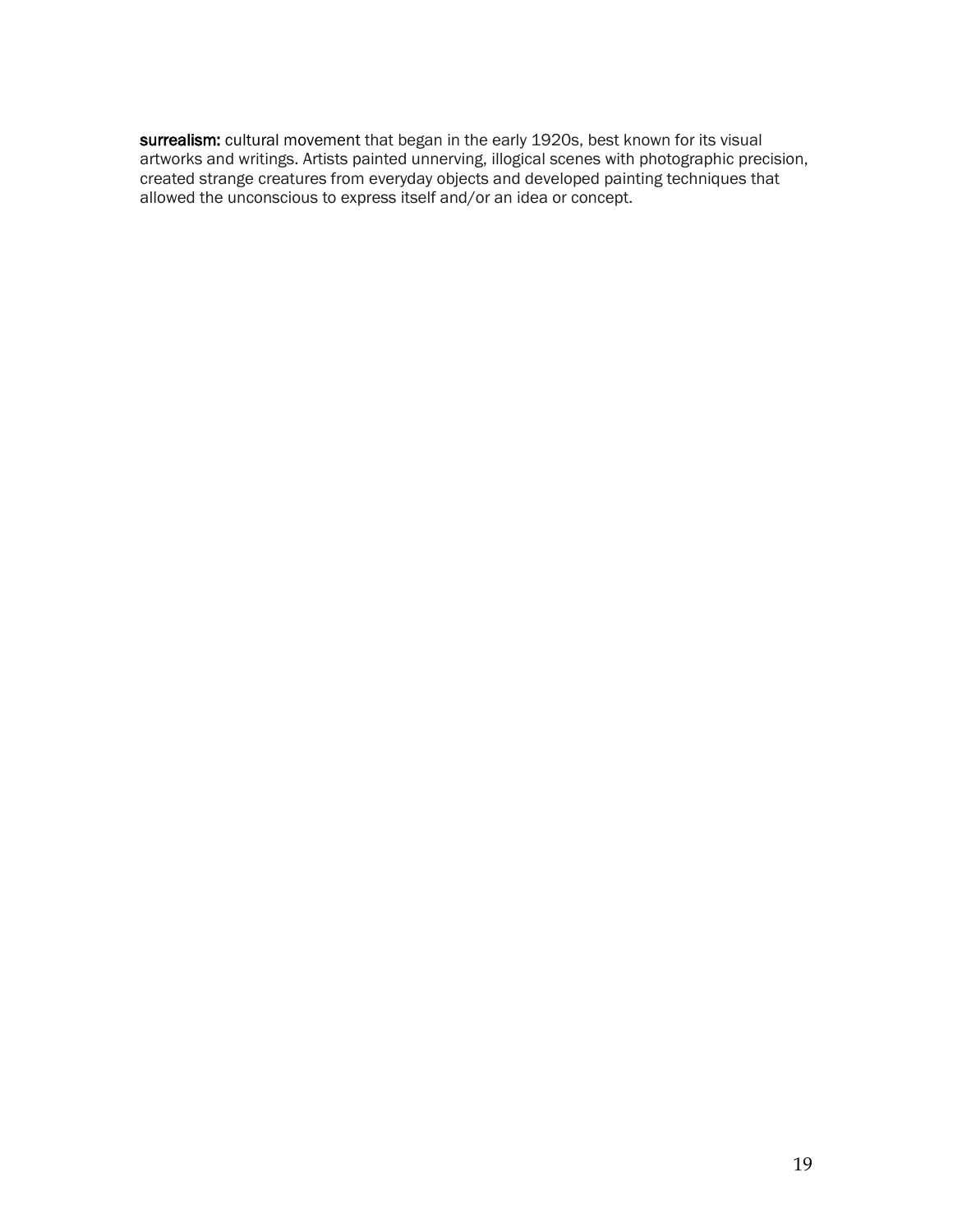**surrealism:** cultural movement that began in the early 1920s, best known for its visual artworks and writings. Artists painted unnerving, illogical scenes with photographic precision, created strange creatures from everyday objects and developed painting techniques that allowed the unconscious to express itself and/or an idea or concept.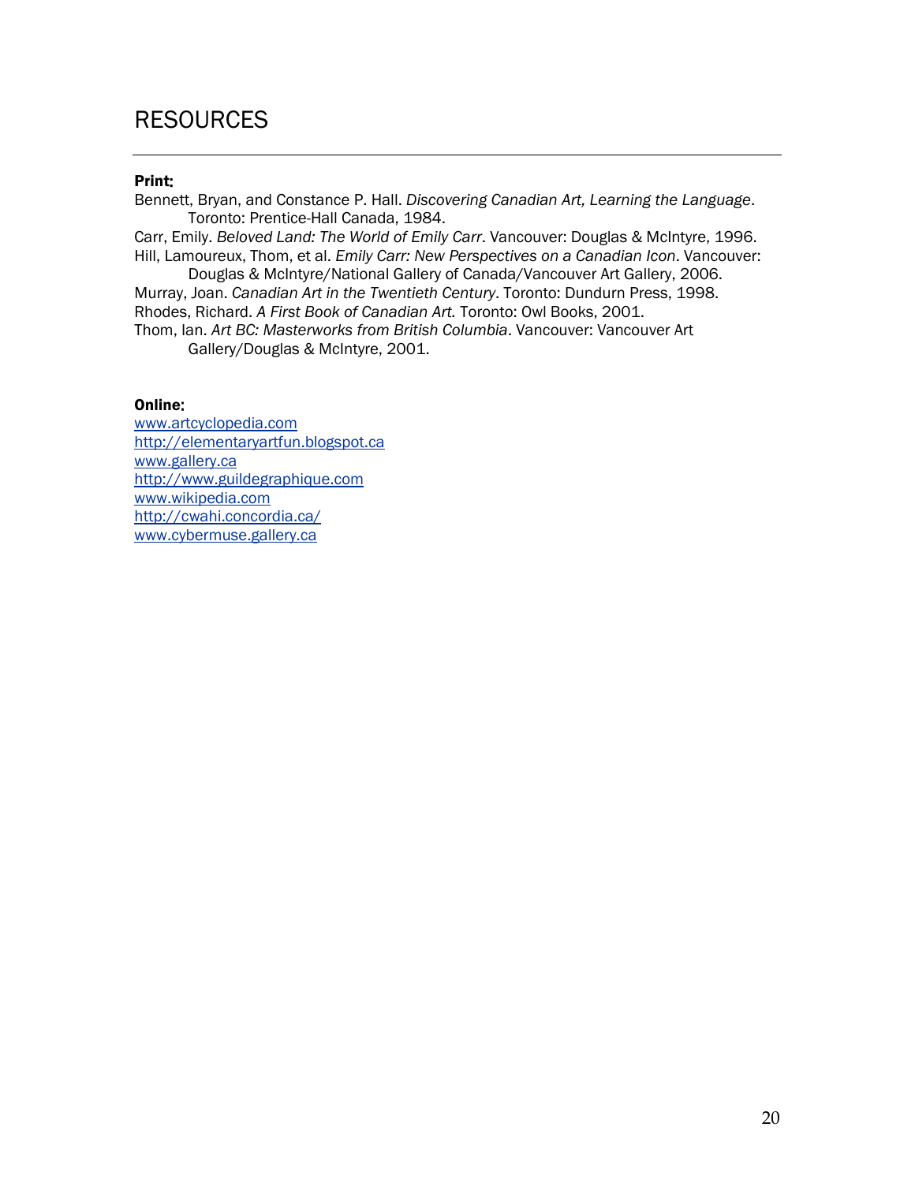# RESOURCES

**Print:**

Bennett, Bryan, and Constance P. Hall. *Discovering Canadian Art, Learning the Language*. Toronto: Prentice-Hall Canada, 1984.

Carr, Emily. *Beloved Land: The World of Emily Carr*. Vancouver: Douglas & McIntyre, 1996.

Hill, Lamoureux, Thom, et al. *Emily Carr: New Perspectives on a Canadian Icon*. Vancouver: Douglas & McIntyre/National Gallery of Canada/Vancouver Art Gallery, 2006.

Murray, Joan. *Canadian Art in the Twentieth Century*. Toronto: Dundurn Press, 1998.

Rhodes, Richard. *A First Book of Canadian Art.* Toronto: Owl Books, 2001.

Thom, Ian. *Art BC: Masterworks from British Columbia*. Vancouver: Vancouver Art Gallery/Douglas & McIntyre, 2001.

**Online:**

www.artcyclopedia.com
http://elementaryartfun.blogspot.ca
www.gallery.ca
http://www.guildegraphique.com
www.wikipedia.com
http://cwahi.concordia.ca/
www.cybermuse.gallery.ca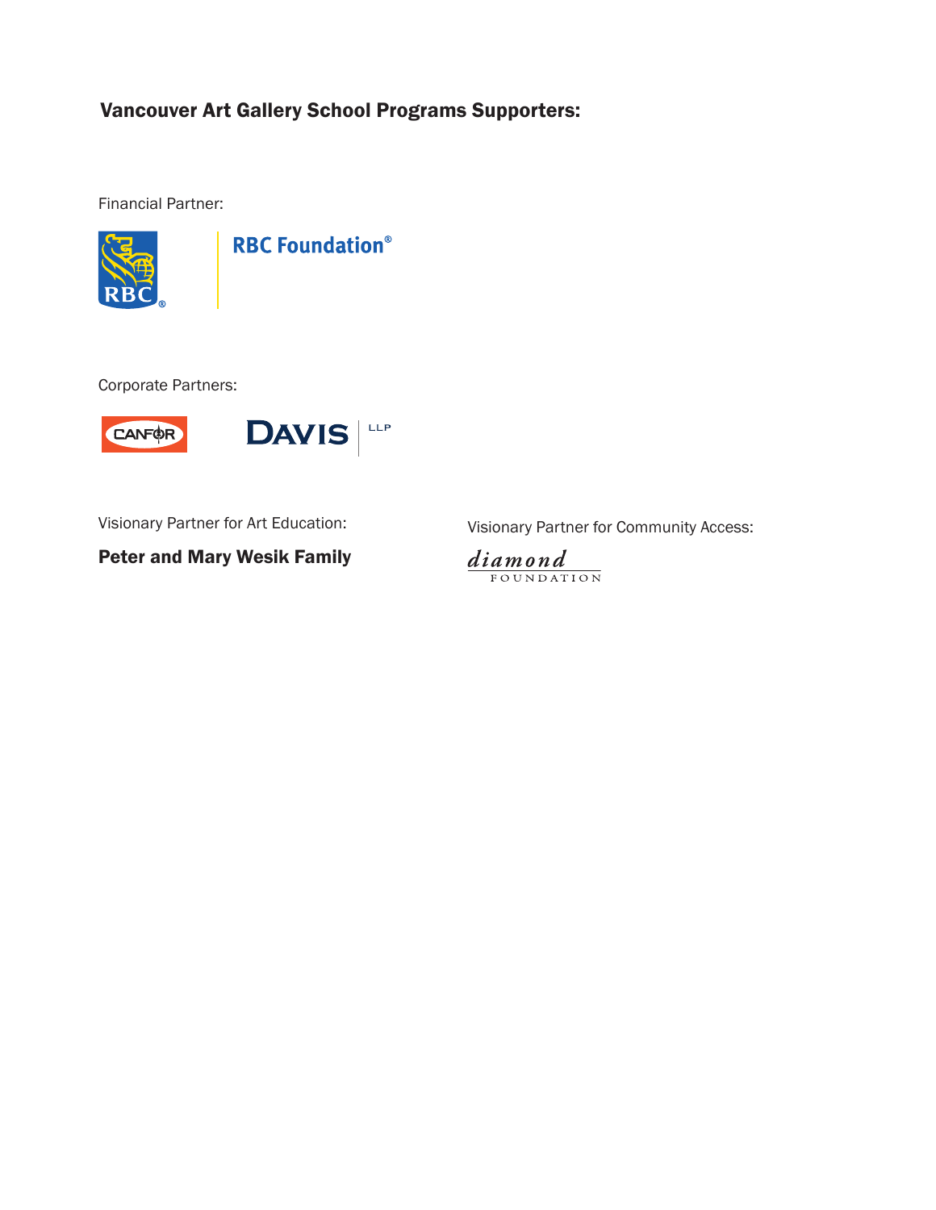## Vancouver Art Gallery School Programs Supporters:

Financial Partner:

RBC Foundation®

Corporate Partners:

CANFOR

DAVIS LLP

Visionary Partner for Art Education:

**Peter and Mary Wesik Family**

Visionary Partner for Community Access:

diamond FOUNDATION